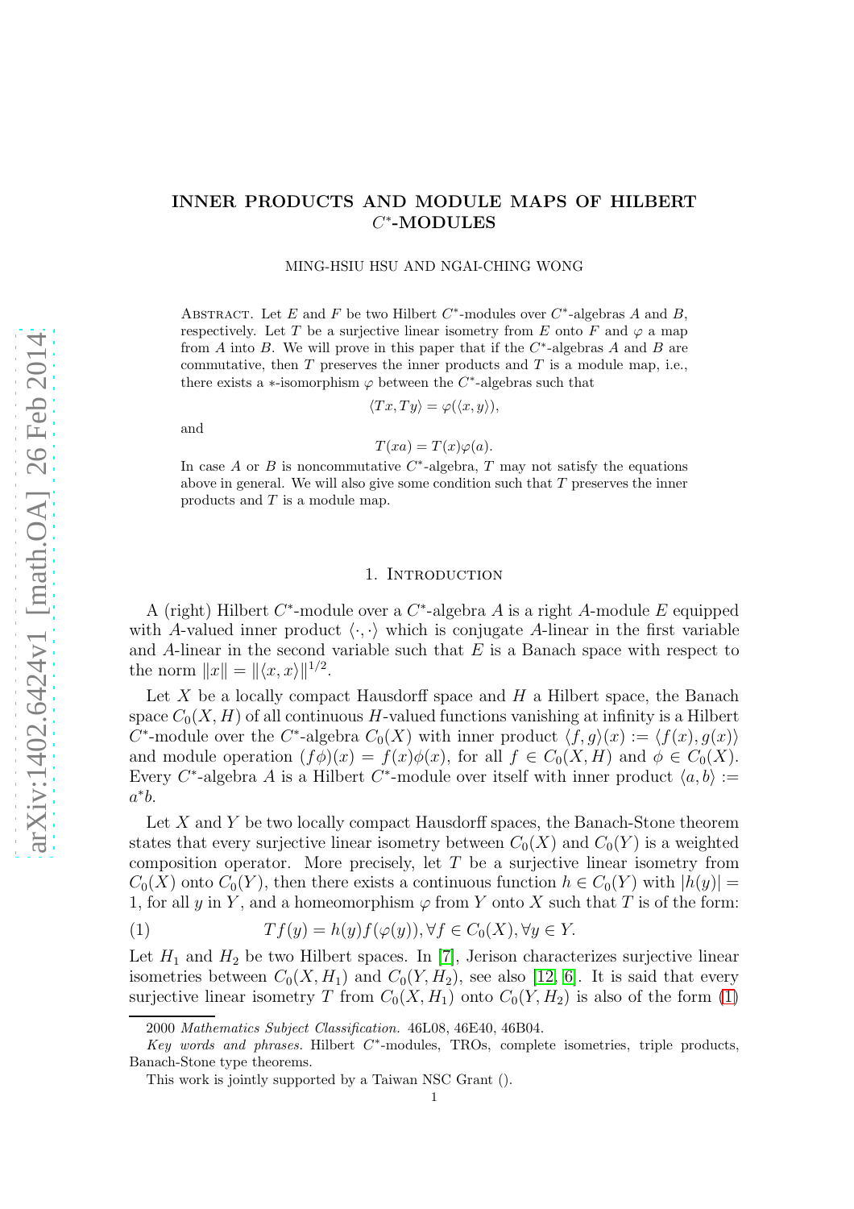# INNER PRODUCTS AND MODULE MAPS OF HILBERT $C^*$-MODULES

MING-HSIU HSU AND NGAI-CHING WONG

Abstract. Let $E$ and $F$ be two Hilbert $C^*$-modules over $C^*$-algebras $A$ and $B$, respectively. Let $T$ be a surjective linear isometry from $E$ onto $F$ and $\varphi$ a map from $A$ into $B$. We will prove in this paper that if the $C^*$-algebras $A$ and $B$ are commutative, then $T$ preserves the inner products and $T$ is a module map, i.e., there exists a $*$-isomorphism $\varphi$ between the $C^*$-algebras such that

$$\langle Tx, Ty\rangle = \varphi(\langle x, y\rangle),$$

and

$$T(xa) = T(x)\varphi(a).$$

In case $A$ or $B$ is noncommutative $C^*$-algebra, $T$ may not satisfy the equations above in general. We will also give some condition such that $T$ preserves the inner products and $T$ is a module map.

## 1. Introduction

A (right) Hilbert $C^*$-module over a $C^*$-algebra $A$ is a right $A$-module $E$ equipped with $A$-valued inner product $\langle\cdot,\cdot\rangle$ which is conjugate $A$-linear in the first variable and $A$-linear in the second variable such that $E$ is a Banach space with respect to the norm $\|x\| = \|\langle x, x\rangle\|^{1/2}$.

Let $X$ be a locally compact Hausdorff space and $H$ a Hilbert space, the Banach space $C_0(X, H)$ of all continuous $H$-valued functions vanishing at infinity is a Hilbert $C^*$-module over the $C^*$-algebra $C_0(X)$ with inner product $\langle f, g\rangle(x) := \langle f(x), g(x)\rangle$ and module operation $(f\phi)(x) = f(x)\phi(x)$, for all $f \in C_0(X, H)$ and $\phi \in C_0(X)$. Every $C^*$-algebra $A$ is a Hilbert $C^*$-module over itself with inner product $\langle a, b\rangle := a^*b$.

Let $X$ and $Y$ be two locally compact Hausdorff spaces, the Banach-Stone theorem states that every surjective linear isometry between $C_0(X)$ and $C_0(Y)$ is a weighted composition operator. More precisely, let $T$ be a surjective linear isometry from $C_0(X)$ onto $C_0(Y)$, then there exists a continuous function $h \in C_0(Y)$ with $|h(y)| = 1$, for all $y$ in $Y$, and a homeomorphism $\varphi$ from $Y$ onto $X$ such that $T$ is of the form:

$$Tf(y) = h(y)f(\varphi(y)), \forall f \in C_0(X), \forall y \in Y. \tag{1}$$

Let $H_1$ and $H_2$ be two Hilbert spaces. In [7], Jerison characterizes surjective linear isometries between $C_0(X, H_1)$ and $C_0(Y, H_2)$, see also [12, 6]. It is said that every surjective linear isometry $T$ from $C_0(X, H_1)$ onto $C_0(Y, H_2)$ is also of the form (1)

---

2000 *Mathematics Subject Classification.* 46L08, 46E40, 46B04.

*Key words and phrases.* Hilbert $C^*$-modules, TROs, complete isometries, triple products, Banach-Stone type theorems.

This work is jointly supported by a Taiwan NSC Grant ().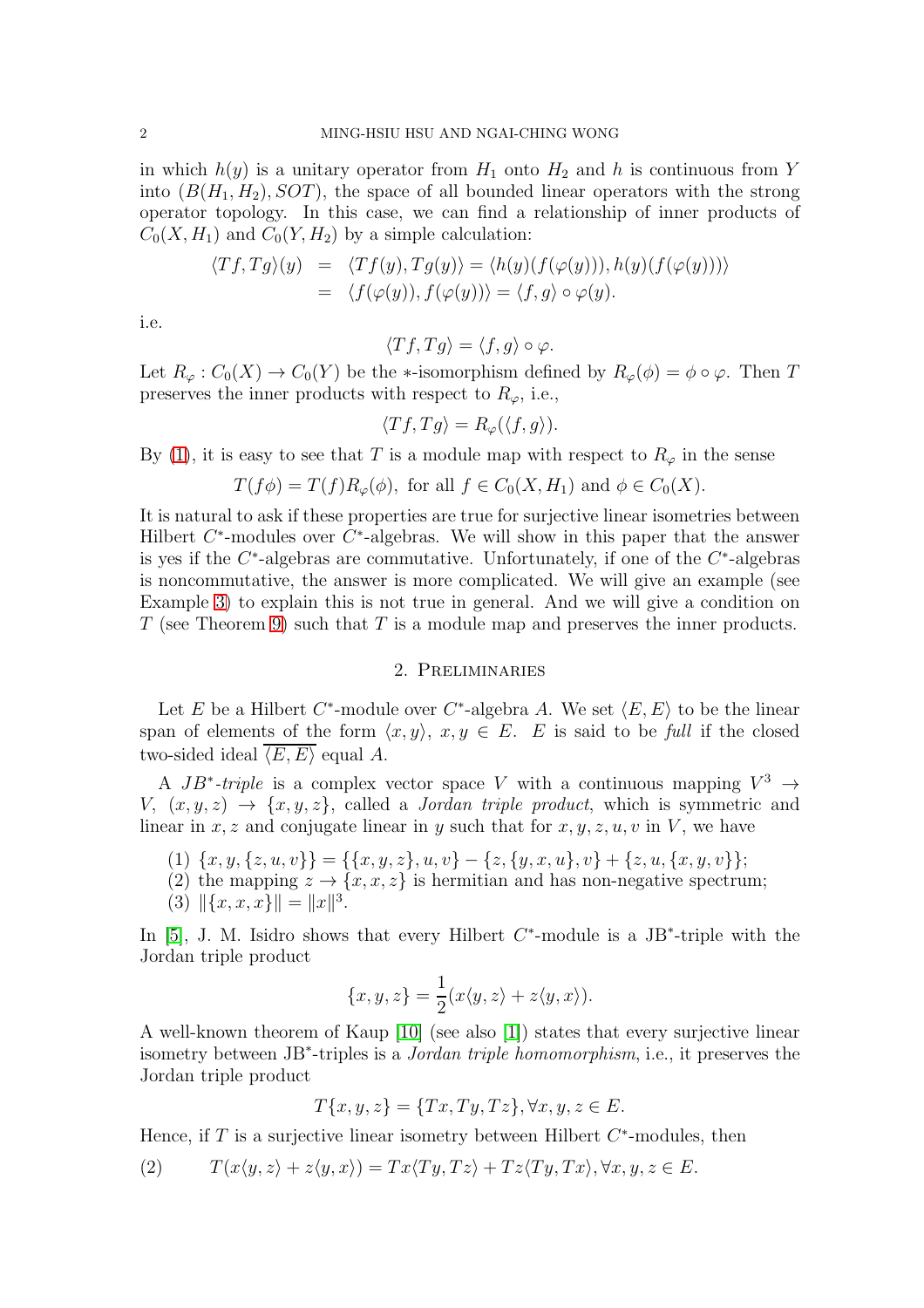in which $h(y)$ is a unitary operator from $H_1$ onto $H_2$ and $h$ is continuous from $Y$ into $(B(H_1, H_2), SOT)$, the space of all bounded linear operators with the strong operator topology. In this case, we can find a relationship of inner products of $C_0(X, H_1)$ and $C_0(Y, H_2)$ by a simple calculation:

$$
\begin{aligned}
\langle Tf, Tg\rangle(y) &= \langle Tf(y), Tg(y)\rangle = \langle h(y)(f(\varphi(y))), h(y)(f(\varphi(y)))\rangle \\
&= \langle f(\varphi(y)), f(\varphi(y))\rangle = \langle f, g\rangle \circ \varphi(y).
\end{aligned}
$$

i.e.

$$
\langle Tf, Tg\rangle = \langle f, g\rangle \circ \varphi.
$$

Let $R_\varphi : C_0(X) \to C_0(Y)$ be the $*$-isomorphism defined by $R_\varphi(\phi) = \phi \circ \varphi$. Then $T$ preserves the inner products with respect to $R_\varphi$, i.e.,

$$
\langle Tf, Tg\rangle = R_\varphi(\langle f, g\rangle).
$$

By (1), it is easy to see that $T$ is a module map with respect to $R_\varphi$ in the sense

$$
T(f\phi) = T(f)R_\varphi(\phi), \text{ for all } f \in C_0(X, H_1) \text{ and } \phi \in C_0(X).
$$

It is natural to ask if these properties are true for surjective linear isometries between Hilbert $C^*$-modules over $C^*$-algebras. We will show in this paper that the answer is yes if the $C^*$-algebras are commutative. Unfortunately, if one of the $C^*$-algebras is noncommutative, the answer is more complicated. We will give an example (see Example 3) to explain this is not true in general. And we will give a condition on $T$ (see Theorem 9) such that $T$ is a module map and preserves the inner products.

## 2. Preliminaries

Let $E$ be a Hilbert $C^*$-module over $C^*$-algebra $A$. We set $\langle E, E\rangle$ to be the linear span of elements of the form $\langle x, y\rangle$, $x, y \in E$. $E$ is said to be *full* if the closed two-sided ideal $\overline{\langle E, E\rangle}$ equal $A$.

A $JB^*$*-triple* is a complex vector space $V$ with a continuous mapping $V^3 \to V$, $(x, y, z) \to \{x, y, z\}$, called a *Jordan triple product*, which is symmetric and linear in $x, z$ and conjugate linear in $y$ such that for $x, y, z, u, v$ in $V$, we have

(1) $\{x, y, \{z, u, v\}\} = \{\{x, y, z\}, u, v\} - \{z, \{y, x, u\}, v\} + \{z, u, \{x, y, v\}\}$;
(2) the mapping $z \to \{x, x, z\}$ is hermitian and has non-negative spectrum;
(3) $\|\{x, x, x\}\| = \|x\|^3$.

In [5], J. M. Isidro shows that every Hilbert $C^*$-module is a JB$^*$-triple with the Jordan triple product

$$
\{x, y, z\} = \frac{1}{2}(x\langle y, z\rangle + z\langle y, x\rangle).
$$

A well-known theorem of Kaup [10] (see also [1]) states that every surjective linear isometry between JB$^*$-triples is a *Jordan triple homomorphism*, i.e., it preserves the Jordan triple product

$$
T\{x, y, z\} = \{Tx, Ty, Tz\}, \forall x, y, z \in E.
$$

Hence, if $T$ is a surjective linear isometry between Hilbert $C^*$-modules, then

$$
T(x\langle y, z\rangle + z\langle y, x\rangle) = Tx\langle Ty, Tz\rangle + Tz\langle Ty, Tx\rangle, \forall x, y, z \in E. \tag{2}
$$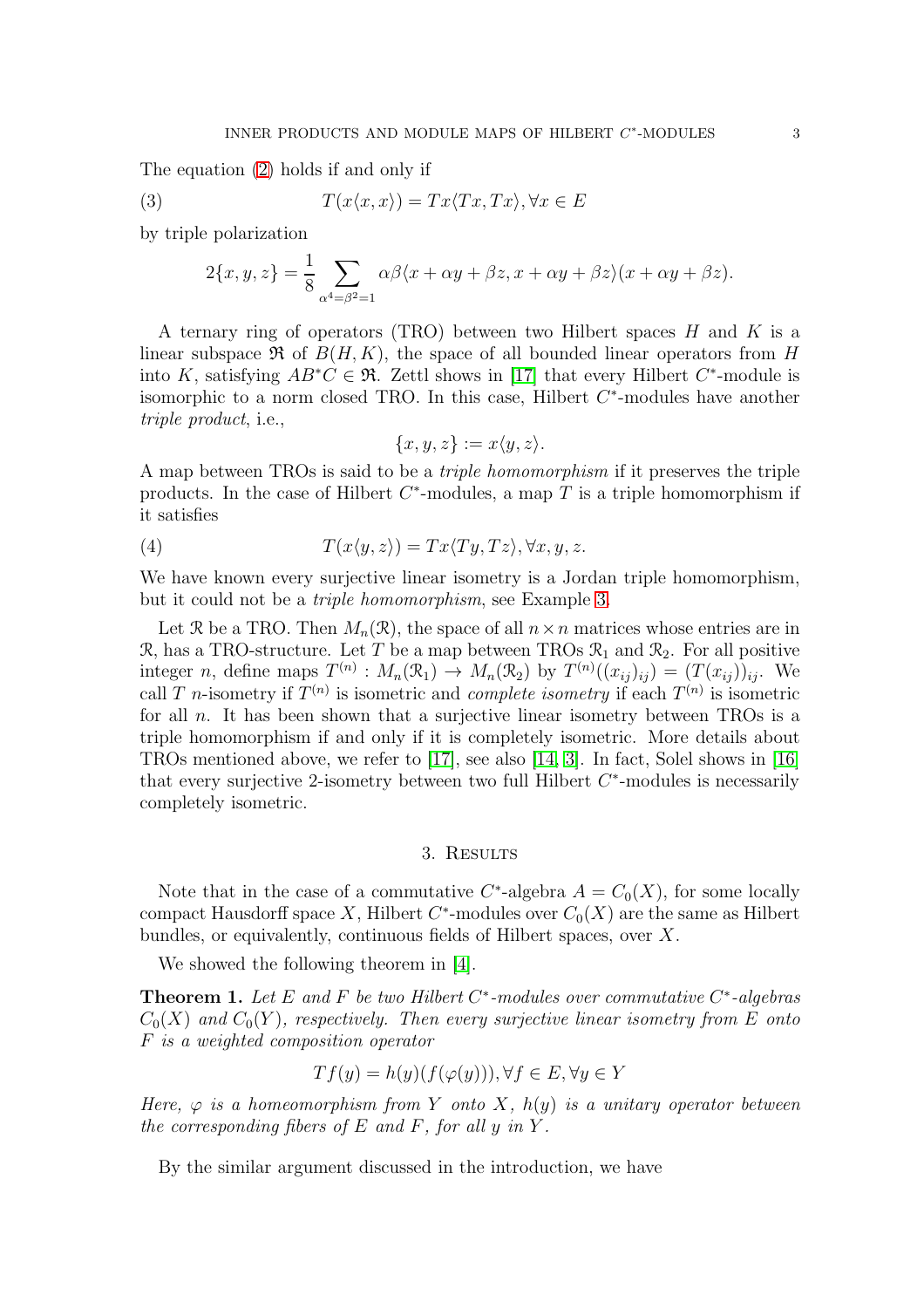The equation (2) holds if and only if

$$T(x\langle x, x\rangle) = Tx\langle Tx, Tx\rangle, \forall x \in E \tag{3}$$

by triple polarization

$$2\{x, y, z\} = \frac{1}{8} \sum_{\alpha^4=\beta^2=1} \alpha\beta\langle x + \alpha y + \beta z, x + \alpha y + \beta z\rangle(x + \alpha y + \beta z).$$

A ternary ring of operators (TRO) between two Hilbert spaces $H$ and $K$ is a linear subspace $\mathfrak{R}$ of $B(H, K)$, the space of all bounded linear operators from $H$ into $K$, satisfying $AB^*C \in \mathfrak{R}$. Zettl shows in [17] that every Hilbert $C^*$-module is isomorphic to a norm closed TRO. In this case, Hilbert $C^*$-modules have another *triple product*, i.e.,

$$\{x, y, z\} := x\langle y, z\rangle.$$

A map between TROs is said to be a *triple homomorphism* if it preserves the triple products. In the case of Hilbert $C^*$-modules, a map $T$ is a triple homomorphism if it satisfies

$$T(x\langle y, z\rangle) = Tx\langle Ty, Tz\rangle, \forall x, y, z. \tag{4}$$

We have known every surjective linear isometry is a Jordan triple homomorphism, but it could not be a *triple homomorphism*, see Example 3.

Let $\mathcal{R}$ be a TRO. Then $M_n(\mathcal{R})$, the space of all $n \times n$ matrices whose entries are in $\mathcal{R}$, has a TRO-structure. Let $T$ be a map between TROs $\mathcal{R}_1$ and $\mathcal{R}_2$. For all positive integer $n$, define maps $T^{(n)} : M_n(\mathcal{R}_1) \to M_n(\mathcal{R}_2)$ by $T^{(n)}((x_{ij})_{ij}) = (T(x_{ij}))_{ij}$. We call $T$ $n$-isometry if $T^{(n)}$ is isometric and *complete isometry* if each $T^{(n)}$ is isometric for all $n$. It has been shown that a surjective linear isometry between TROs is a triple homomorphism if and only if it is completely isometric. More details about TROs mentioned above, we refer to [17], see also [14, 3]. In fact, Solel shows in [16] that every surjective 2-isometry between two full Hilbert $C^*$-modules is necessarily completely isometric.

## 3. Results

Note that in the case of a commutative $C^*$-algebra $A = C_0(X)$, for some locally compact Hausdorff space $X$, Hilbert $C^*$-modules over $C_0(X)$ are the same as Hilbert bundles, or equivalently, continuous fields of Hilbert spaces, over $X$.

We showed the following theorem in [4].

**Theorem 1.** *Let $E$ and $F$ be two Hilbert $C^*$-modules over commutative $C^*$-algebras $C_0(X)$ and $C_0(Y)$, respectively. Then every surjective linear isometry from $E$ onto $F$ is a weighted composition operator*

$$Tf(y) = h(y)(f(\varphi(y))), \forall f \in E, \forall y \in Y$$

*Here, $\varphi$ is a homeomorphism from $Y$ onto $X$, $h(y)$ is a unitary operator between the corresponding fibers of $E$ and $F$, for all $y$ in $Y$.*

By the similar argument discussed in the introduction, we have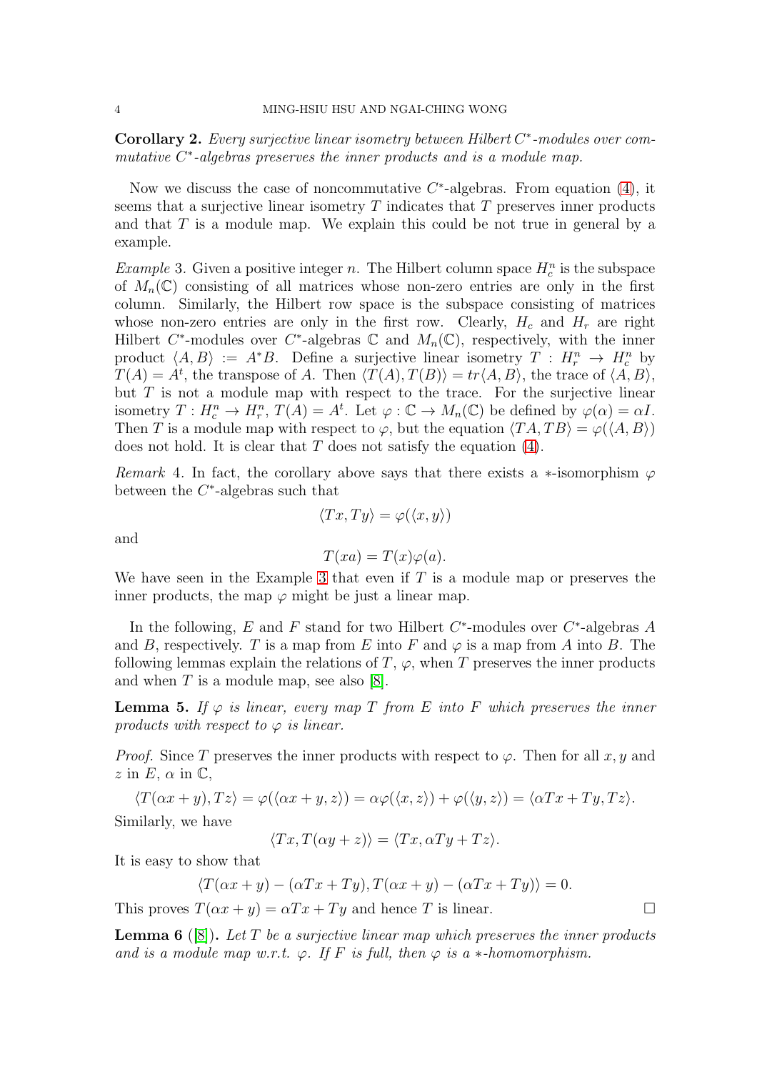**Corollary 2.** *Every surjective linear isometry between Hilbert $C^*$-modules over commutative $C^*$-algebras preserves the inner products and is a module map.*

Now we discuss the case of noncommutative $C^*$-algebras. From equation (4), it seems that a surjective linear isometry $T$ indicates that $T$ preserves inner products and that $T$ is a module map. We explain this could be not true in general by a example.

*Example* 3. Given a positive integer $n$. The Hilbert column space $H_c^n$ is the subspace of $M_n(\mathbb{C})$ consisting of all matrices whose non-zero entries are only in the first column. Similarly, the Hilbert row space is the subspace consisting of matrices whose non-zero entries are only in the first row. Clearly, $H_c$ and $H_r$ are right Hilbert $C^*$-modules over $C^*$-algebras $\mathbb{C}$ and $M_n(\mathbb{C})$, respectively, with the inner product $\langle A, B\rangle := A^*B$. Define a surjective linear isometry $T : H_r^n \to H_c^n$ by $T(A) = A^t$, the transpose of $A$. Then $\langle T(A), T(B)\rangle = tr\langle A, B\rangle$, the trace of $\langle A, B\rangle$, but $T$ is not a module map with respect to the trace. For the surjective linear isometry $T : H_c^n \to H_r^n$, $T(A) = A^t$. Let $\varphi : \mathbb{C} \to M_n(\mathbb{C})$ be defined by $\varphi(\alpha) = \alpha I$. Then $T$ is a module map with respect to $\varphi$, but the equation $\langle TA, TB\rangle = \varphi(\langle A, B\rangle)$ does not hold. It is clear that $T$ does not satisfy the equation (4).

*Remark* 4. In fact, the corollary above says that there exists a $*$-isomorphism $\varphi$ between the $C^*$-algebras such that

$$\langle Tx, Ty\rangle = \varphi(\langle x, y\rangle)$$

and

$$T(xa) = T(x)\varphi(a).$$

We have seen in the Example 3 that even if $T$ is a module map or preserves the inner products, the map $\varphi$ might be just a linear map.

In the following, $E$ and $F$ stand for two Hilbert $C^*$-modules over $C^*$-algebras $A$ and $B$, respectively. $T$ is a map from $E$ into $F$ and $\varphi$ is a map from $A$ into $B$. The following lemmas explain the relations of $T$, $\varphi$, when $T$ preserves the inner products and when $T$ is a module map, see also [8].

**Lemma 5.** *If $\varphi$ is linear, every map $T$ from $E$ into $F$ which preserves the inner products with respect to $\varphi$ is linear.*

*Proof.* Since $T$ preserves the inner products with respect to $\varphi$. Then for all $x, y$ and $z$ in $E$, $\alpha$ in $\mathbb{C}$,

$$\langle T(\alpha x + y), Tz\rangle = \varphi(\langle \alpha x + y, z\rangle) = \alpha\varphi(\langle x, z\rangle) + \varphi(\langle y, z\rangle) = \langle \alpha Tx + Ty, Tz\rangle.$$

Similarly, we have

$$\langle Tx, T(\alpha y + z)\rangle = \langle Tx, \alpha Ty + Tz\rangle.$$

It is easy to show that

$$\langle T(\alpha x + y) - (\alpha Tx + Ty), T(\alpha x + y) - (\alpha Tx + Ty)\rangle = 0.$$

This proves $T(\alpha x + y) = \alpha Tx + Ty$ and hence $T$ is linear. $\square$

**Lemma 6** ([8])**.** *Let $T$ be a surjective linear map which preserves the inner products and is a module map w.r.t. $\varphi$. If $F$ is full, then $\varphi$ is a $*$-homomorphism.*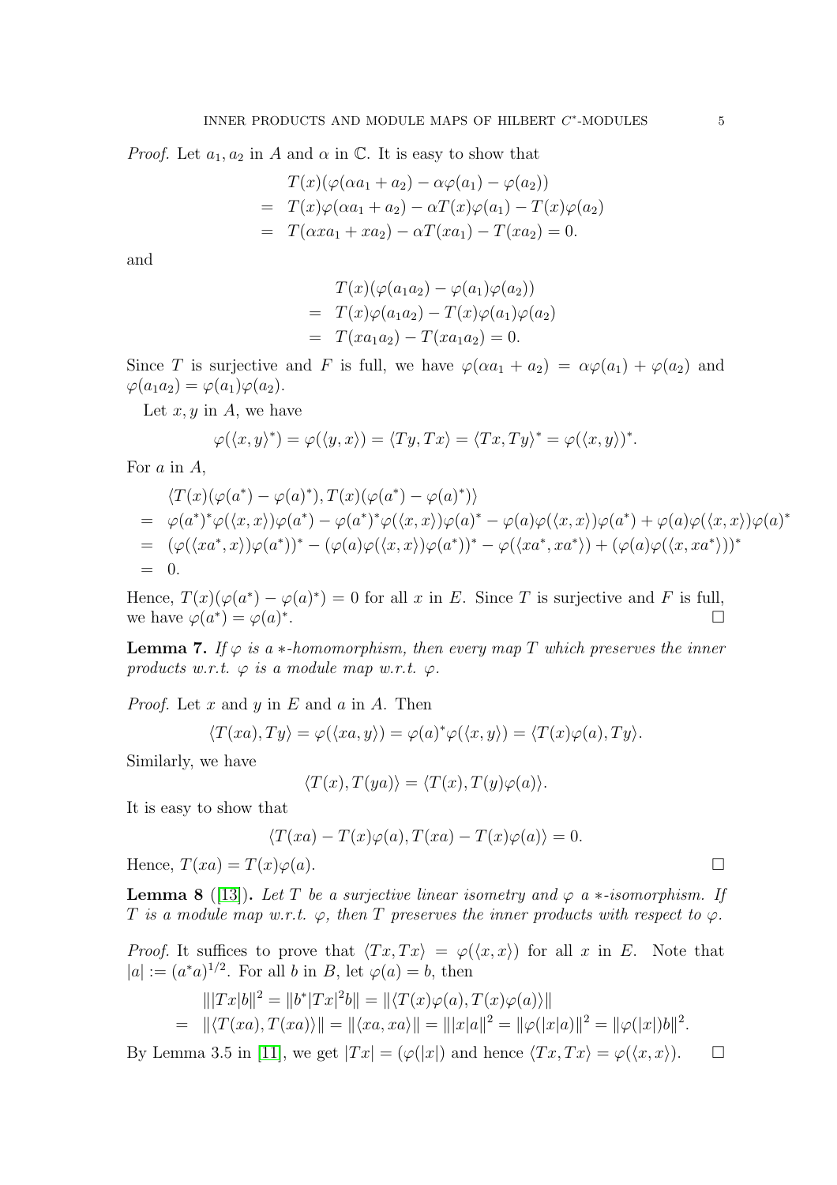*Proof.* Let $a_1, a_2$ in $A$ and $\alpha$ in $\mathbb{C}$. It is easy to show that

$$\begin{aligned} & T(x)(\varphi(\alpha a_1 + a_2) - \alpha\varphi(a_1) - \varphi(a_2)) \\ = \ & T(x)\varphi(\alpha a_1 + a_2) - \alpha T(x)\varphi(a_1) - T(x)\varphi(a_2) \\ = \ & T(\alpha x a_1 + x a_2) - \alpha T(x a_1) - T(x a_2) = 0. \end{aligned}$$

and

$$\begin{aligned} & T(x)(\varphi(a_1 a_2) - \varphi(a_1)\varphi(a_2)) \\ = \ & T(x)\varphi(a_1 a_2) - T(x)\varphi(a_1)\varphi(a_2) \\ = \ & T(x a_1 a_2) - T(x a_1 a_2) = 0. \end{aligned}$$

Since $T$ is surjective and $F$ is full, we have $\varphi(\alpha a_1 + a_2) = \alpha\varphi(a_1) + \varphi(a_2)$ and $\varphi(a_1 a_2) = \varphi(a_1)\varphi(a_2)$.

Let $x, y$ in $A$, we have

$$\varphi(\langle x, y\rangle^*) = \varphi(\langle y, x\rangle) = \langle Ty, Tx\rangle = \langle Tx, Ty\rangle^* = \varphi(\langle x, y\rangle)^*.$$

For $a$ in $A$,

$$\begin{aligned} & \langle T(x)(\varphi(a^*) - \varphi(a)^*), T(x)(\varphi(a^*) - \varphi(a)^*)\rangle \\ = \ & \varphi(a^*)^*\varphi(\langle x, x\rangle)\varphi(a^*) - \varphi(a^*)^*\varphi(\langle x, x\rangle)\varphi(a)^* - \varphi(a)\varphi(\langle x, x\rangle)\varphi(a^*) + \varphi(a)\varphi(\langle x, x\rangle)\varphi(a)^* \\ = \ & (\varphi(\langle xa^*, x\rangle)\varphi(a^*))^* - (\varphi(a)\varphi(\langle x, x\rangle)\varphi(a^*))^* - \varphi(\langle xa^*, xa^*\rangle) + (\varphi(a)\varphi(\langle x, xa^*\rangle))^* \\ = \ & 0. \end{aligned}$$

Hence, $T(x)(\varphi(a^*) - \varphi(a)^*) = 0$ for all $x$ in $E$. Since $T$ is surjective and $F$ is full, we have $\varphi(a^*) = \varphi(a)^*$. □

**Lemma 7.** *If $\varphi$ is a $*$-homomorphism, then every map $T$ which preserves the inner products w.r.t. $\varphi$ is a module map w.r.t. $\varphi$.*

*Proof.* Let $x$ and $y$ in $E$ and $a$ in $A$. Then

$$\langle T(xa), Ty\rangle = \varphi(\langle xa, y\rangle) = \varphi(a)^*\varphi(\langle x, y\rangle) = \langle T(x)\varphi(a), Ty\rangle.$$

Similarly, we have

$$\langle T(x), T(ya)\rangle = \langle T(x), T(y)\varphi(a)\rangle.$$

It is easy to show that

$$\langle T(xa) - T(x)\varphi(a), T(xa) - T(x)\varphi(a)\rangle = 0.$$

Hence, $T(xa) = T(x)\varphi(a)$. □

**Lemma 8** ([13])**.** *Let $T$ be a surjective linear isometry and $\varphi$ a $*$-isomorphism. If $T$ is a module map w.r.t. $\varphi$, then $T$ preserves the inner products with respect to $\varphi$.*

*Proof.* It suffices to prove that $\langle Tx, Tx\rangle = \varphi(\langle x, x\rangle)$ for all $x$ in $E$. Note that $|a| := (a^*a)^{1/2}$. For all $b$ in $B$, let $\varphi(a) = b$, then

$$\begin{aligned} & \||Tx|b\|^2 = \|b^*|Tx|^2 b\| = \|\langle T(x)\varphi(a), T(x)\varphi(a)\rangle\| \\ = \ & \|\langle T(xa), T(xa)\rangle\| = \|\langle xa, xa\rangle\| = \||x|a\|^2 = \|\varphi(|x|a)\|^2 = \|\varphi(|x|)b\|^2. \end{aligned}$$

By Lemma 3.5 in [11], we get $|Tx| = (\varphi(|x|)$ and hence $\langle Tx, Tx\rangle = \varphi(\langle x, x\rangle)$. □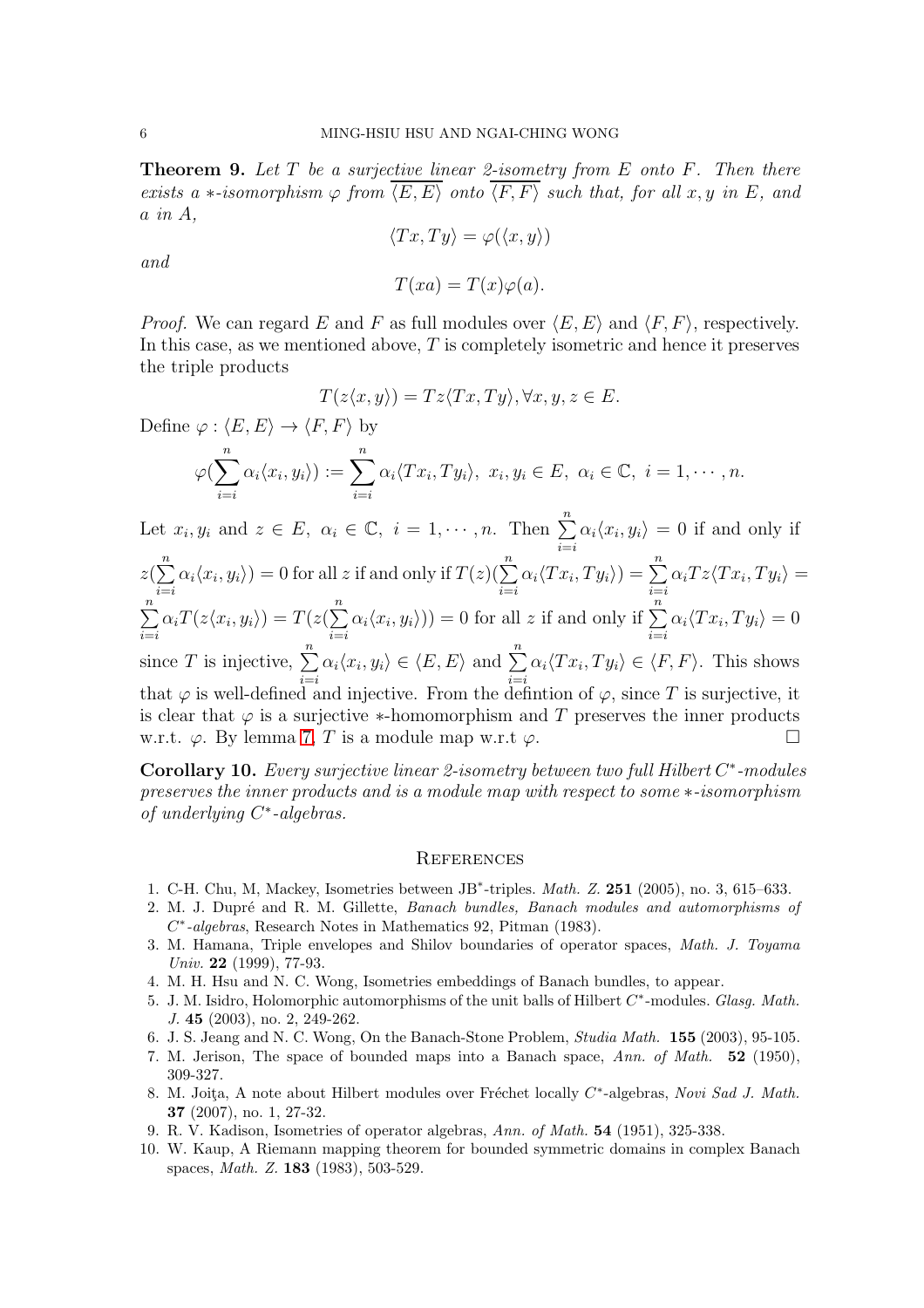**Theorem 9.** *Let $T$ be a surjective linear 2-isometry from $E$ onto $F$. Then there exists a $*$-isomorphism $\varphi$ from $\overline{\langle E, E\rangle}$ onto $\overline{\langle F, F\rangle}$ such that, for all $x, y$ in $E$, and $a$ in $A$,*

$$\langle Tx, Ty\rangle = \varphi(\langle x, y\rangle)$$

*and*

$$T(xa) = T(x)\varphi(a).$$

*Proof.* We can regard $E$ and $F$ as full modules over $\langle E, E\rangle$ and $\langle F, F\rangle$, respectively. In this case, as we mentioned above, $T$ is completely isometric and hence it preserves the triple products

$$T(z\langle x, y\rangle) = Tz\langle Tx, Ty\rangle, \forall x, y, z \in E.$$

Define $\varphi : \langle E, E\rangle \to \langle F, F\rangle$ by

$$\varphi(\sum_{i=i}^{n} \alpha_i \langle x_i, y_i\rangle) := \sum_{i=i}^{n} \alpha_i \langle Tx_i, Ty_i\rangle,\ x_i, y_i \in E,\ \alpha_i \in \mathbb{C},\ i = 1, \cdots, n.$$

Let $x_i, y_i$ and $z \in E$, $\alpha_i \in \mathbb{C}$, $i = 1, \cdots, n$. Then $\sum_{i=i}^{n} \alpha_i \langle x_i, y_i\rangle = 0$ if and only if $z(\sum_{i=i}^{n} \alpha_i \langle x_i, y_i\rangle) = 0$ for all $z$ if and only if $T(z)(\sum_{i=i}^{n} \alpha_i \langle Tx_i, Ty_i\rangle) = \sum_{i=i}^{n} \alpha_i Tz\langle Tx_i, Ty_i\rangle = \sum_{i=i}^{n} \alpha_i T(z\langle x_i, y_i\rangle) = T(z(\sum_{i=i}^{n} \alpha_i \langle x_i, y_i\rangle)) = 0$ for all $z$ if and only if $\sum_{i=i}^{n} \alpha_i \langle Tx_i, Ty_i\rangle = 0$ since $T$ is injective, $\sum_{i=i}^{n} \alpha_i \langle x_i, y_i\rangle \in \langle E, E\rangle$ and $\sum_{i=i}^{n} \alpha_i \langle Tx_i, Ty_i\rangle \in \langle F, F\rangle$. This shows that $\varphi$ is well-defined and injective. From the defintion of $\varphi$, since $T$ is surjective, it is clear that $\varphi$ is a surjective $*$-homomorphism and $T$ preserves the inner products w.r.t. $\varphi$. By lemma 7, $T$ is a module map w.r.t $\varphi$. $\square$

**Corollary 10.** *Every surjective linear 2-isometry between two full Hilbert $C^*$-modules preserves the inner products and is a module map with respect to some $*$-isomorphism of underlying $C^*$-algebras.*

## References

1. C-H. Chu, M, Mackey, Isometries between JB$^*$-triples. *Math. Z.* **251** (2005), no. 3, 615–633.
2. M. J. Dupré and R. M. Gillette, *Banach bundles, Banach modules and automorphisms of $C^*$-algebras*, Research Notes in Mathematics 92, Pitman (1983).
3. M. Hamana, Triple envelopes and Shilov boundaries of operator spaces, *Math. J. Toyama Univ.* **22** (1999), 77-93.
4. M. H. Hsu and N. C. Wong, Isometries embeddings of Banach bundles, to appear.
5. J. M. Isidro, Holomorphic automorphisms of the unit balls of Hilbert $C^*$-modules. *Glasg. Math. J.* **45** (2003), no. 2, 249-262.
6. J. S. Jeang and N. C. Wong, On the Banach-Stone Problem, *Studia Math.* **155** (2003), 95-105.
7. M. Jerison, The space of bounded maps into a Banach space, *Ann. of Math.* **52** (1950), 309-327.
8. M. Joiţa, A note about Hilbert modules over Fréchet locally $C^*$-algebras, *Novi Sad J. Math.* **37** (2007), no. 1, 27-32.
9. R. V. Kadison, Isometries of operator algebras, *Ann. of Math.* **54** (1951), 325-338.
10. W. Kaup, A Riemann mapping theorem for bounded symmetric domains in complex Banach spaces, *Math. Z.* **183** (1983), 503-529.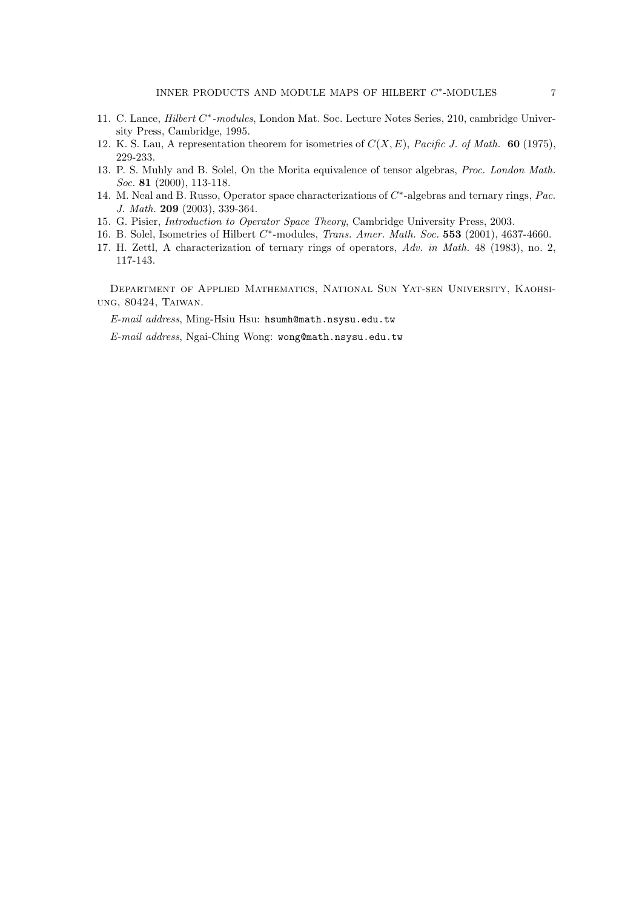11. C. Lance, *Hilbert $C^*$-modules*, London Mat. Soc. Lecture Notes Series, 210, cambridge University Press, Cambridge, 1995.
12. K. S. Lau, A representation theorem for isometries of $C(X, E)$, *Pacific J. of Math.* **60** (1975), 229-233.
13. P. S. Muhly and B. Solel, On the Morita equivalence of tensor algebras, *Proc. London Math. Soc.* **81** (2000), 113-118.
14. M. Neal and B. Russo, Operator space characterizations of $C^*$-algebras and ternary rings, *Pac. J. Math.* **209** (2003), 339-364.
15. G. Pisier, *Introduction to Operator Space Theory*, Cambridge University Press, 2003.
16. B. Solel, Isometries of Hilbert $C^*$-modules, *Trans. Amer. Math. Soc.* **553** (2001), 4637-4660.
17. H. Zettl, A characterization of ternary rings of operators, *Adv. in Math.* 48 (1983), no. 2, 117-143.

Department of Applied Mathematics, National Sun Yat-sen University, Kaohsiung, 80424, Taiwan.

*E-mail address*, Ming-Hsiu Hsu: `hsumh@math.nsysu.edu.tw`

*E-mail address*, Ngai-Ching Wong: `wong@math.nsysu.edu.tw`